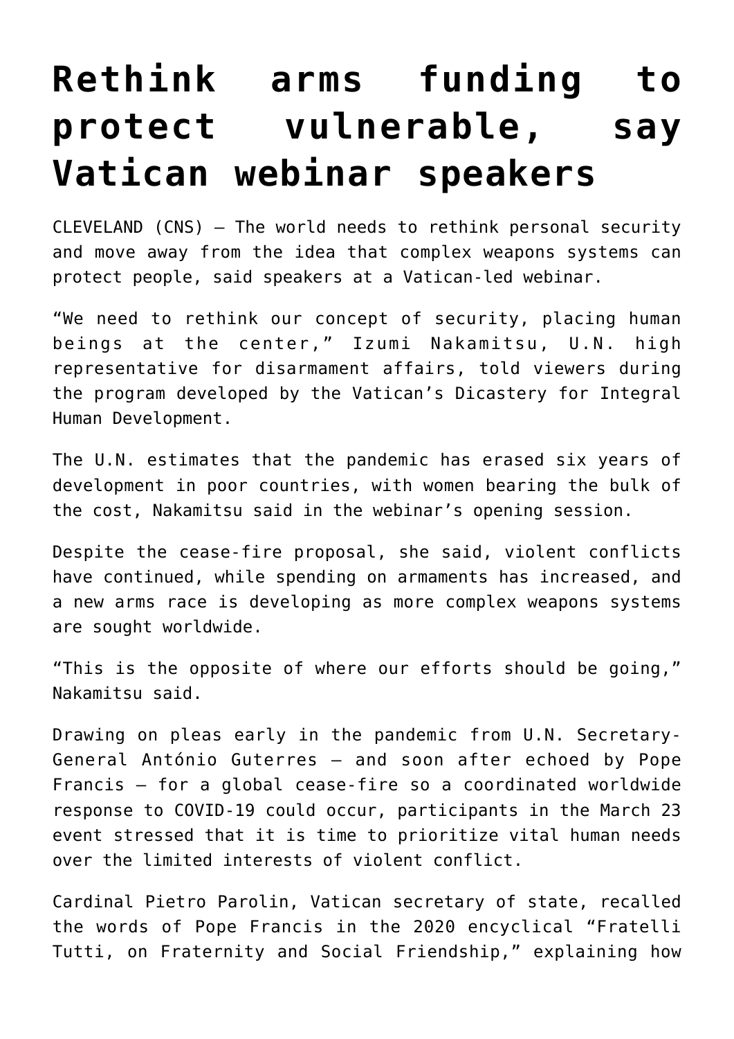# Rethink arms funding to protect vulnerable, say Vatican webinar speakers

CLEVELAND (CNS) — The world needs to rethink personal security and move away from the idea that complex weapons systems can protect people, said speakers at a Vatican-led webinar.

"We need to rethink our concept of security, placing human beings at the center," Izumi Nakamitsu, U.N. high representative for disarmament affairs, told viewers during the program developed by the Vatican's Dicastery for Integral Human Development.

The U.N. estimates that the pandemic has erased six years of development in poor countries, with women bearing the bulk of the cost, Nakamitsu said in the webinar's opening session.

Despite the cease-fire proposal, she said, violent conflicts have continued, while spending on armaments has increased, and a new arms race is developing as more complex weapons systems are sought worldwide.

"This is the opposite of where our efforts should be going," Nakamitsu said.

Drawing on pleas early in the pandemic from U.N. Secretary-General António Guterres — and soon after echoed by Pope Francis — for a global cease-fire so a coordinated worldwide response to COVID-19 could occur, participants in the March 23 event stressed that it is time to prioritize vital human needs over the limited interests of violent conflict.

Cardinal Pietro Parolin, Vatican secretary of state, recalled the words of Pope Francis in the 2020 encyclical "Fratelli Tutti, on Fraternity and Social Friendship," explaining how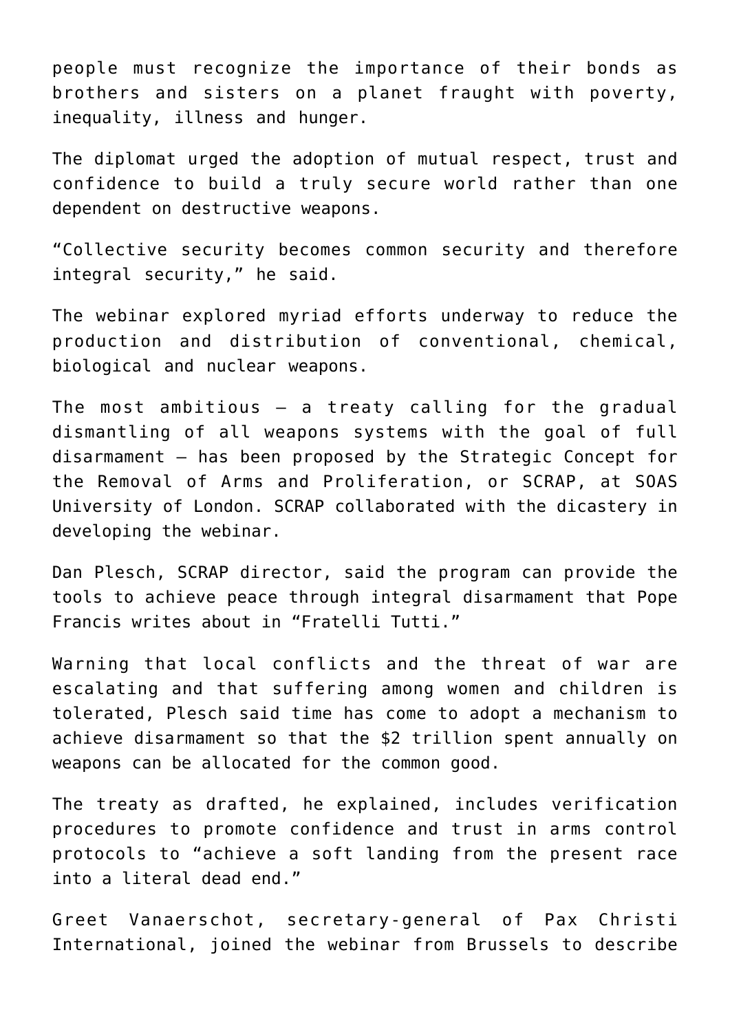people must recognize the importance of their bonds as brothers and sisters on a planet fraught with poverty, inequality, illness and hunger.

The diplomat urged the adoption of mutual respect, trust and confidence to build a truly secure world rather than one dependent on destructive weapons.

"Collective security becomes common security and therefore integral security," he said.

The webinar explored myriad efforts underway to reduce the production and distribution of conventional, chemical, biological and nuclear weapons.

The most ambitious — a treaty calling for the gradual dismantling of all weapons systems with the goal of full disarmament — has been proposed by the Strategic Concept for the Removal of Arms and Proliferation, or SCRAP, at SOAS University of London. SCRAP collaborated with the dicastery in developing the webinar.

Dan Plesch, SCRAP director, said the program can provide the tools to achieve peace through integral disarmament that Pope Francis writes about in "Fratelli Tutti."

Warning that local conflicts and the threat of war are escalating and that suffering among women and children is tolerated, Plesch said time has come to adopt a mechanism to achieve disarmament so that the $2 trillion spent annually on weapons can be allocated for the common good.

The treaty as drafted, he explained, includes verification procedures to promote confidence and trust in arms control protocols to "achieve a soft landing from the present race into a literal dead end."

Greet Vanaerschot, secretary-general of Pax Christi International, joined the webinar from Brussels to describe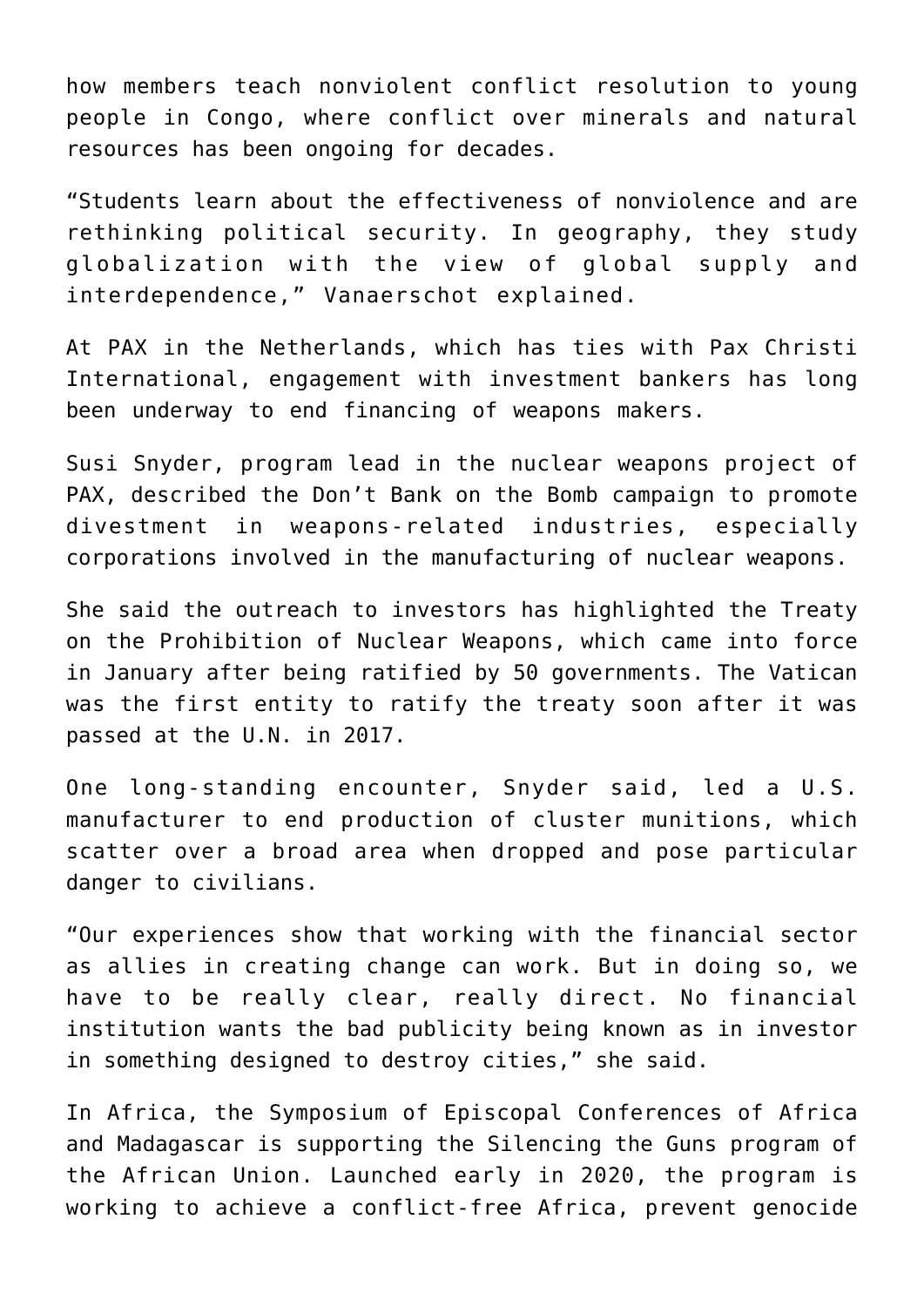how members teach nonviolent conflict resolution to young people in Congo, where conflict over minerals and natural resources has been ongoing for decades.

"Students learn about the effectiveness of nonviolence and are rethinking political security. In geography, they study globalization with the view of global supply and interdependence," Vanaerschot explained.

At PAX in the Netherlands, which has ties with Pax Christi International, engagement with investment bankers has long been underway to end financing of weapons makers.

Susi Snyder, program lead in the nuclear weapons project of PAX, described the Don't Bank on the Bomb campaign to promote divestment in weapons-related industries, especially corporations involved in the manufacturing of nuclear weapons.

She said the outreach to investors has highlighted the Treaty on the Prohibition of Nuclear Weapons, which came into force in January after being ratified by 50 governments. The Vatican was the first entity to ratify the treaty soon after it was passed at the U.N. in 2017.

One long-standing encounter, Snyder said, led a U.S. manufacturer to end production of cluster munitions, which scatter over a broad area when dropped and pose particular danger to civilians.

"Our experiences show that working with the financial sector as allies in creating change can work. But in doing so, we have to be really clear, really direct. No financial institution wants the bad publicity being known as in investor in something designed to destroy cities," she said.

In Africa, the Symposium of Episcopal Conferences of Africa and Madagascar is supporting the Silencing the Guns program of the African Union. Launched early in 2020, the program is working to achieve a conflict-free Africa, prevent genocide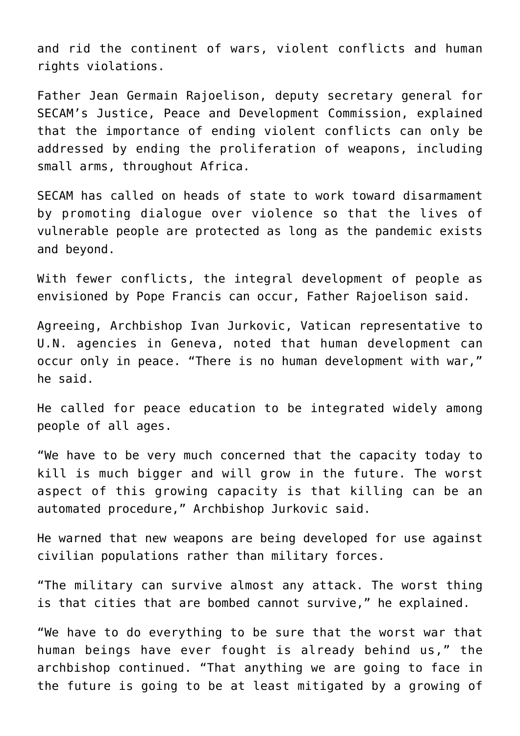and rid the continent of wars, violent conflicts and human rights violations.

Father Jean Germain Rajoelison, deputy secretary general for SECAM's Justice, Peace and Development Commission, explained that the importance of ending violent conflicts can only be addressed by ending the proliferation of weapons, including small arms, throughout Africa.

SECAM has called on heads of state to work toward disarmament by promoting dialogue over violence so that the lives of vulnerable people are protected as long as the pandemic exists and beyond.

With fewer conflicts, the integral development of people as envisioned by Pope Francis can occur, Father Rajoelison said.

Agreeing, Archbishop Ivan Jurkovic, Vatican representative to U.N. agencies in Geneva, noted that human development can occur only in peace. "There is no human development with war," he said.

He called for peace education to be integrated widely among people of all ages.

"We have to be very much concerned that the capacity today to kill is much bigger and will grow in the future. The worst aspect of this growing capacity is that killing can be an automated procedure," Archbishop Jurkovic said.

He warned that new weapons are being developed for use against civilian populations rather than military forces.

"The military can survive almost any attack. The worst thing is that cities that are bombed cannot survive," he explained.

"We have to do everything to be sure that the worst war that human beings have ever fought is already behind us," the archbishop continued. "That anything we are going to face in the future is going to be at least mitigated by a growing of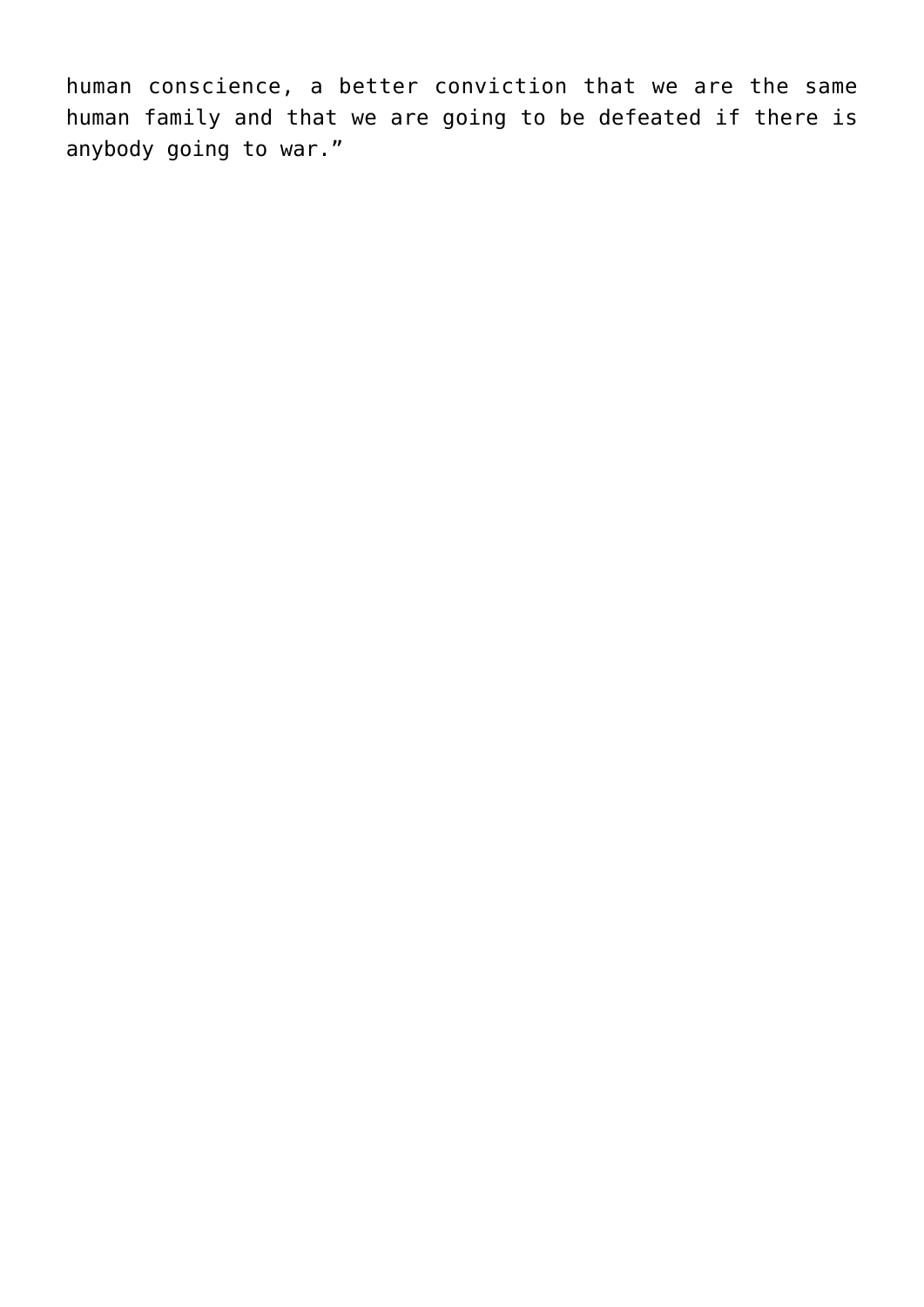human conscience, a better conviction that we are the same human family and that we are going to be defeated if there is anybody going to war."